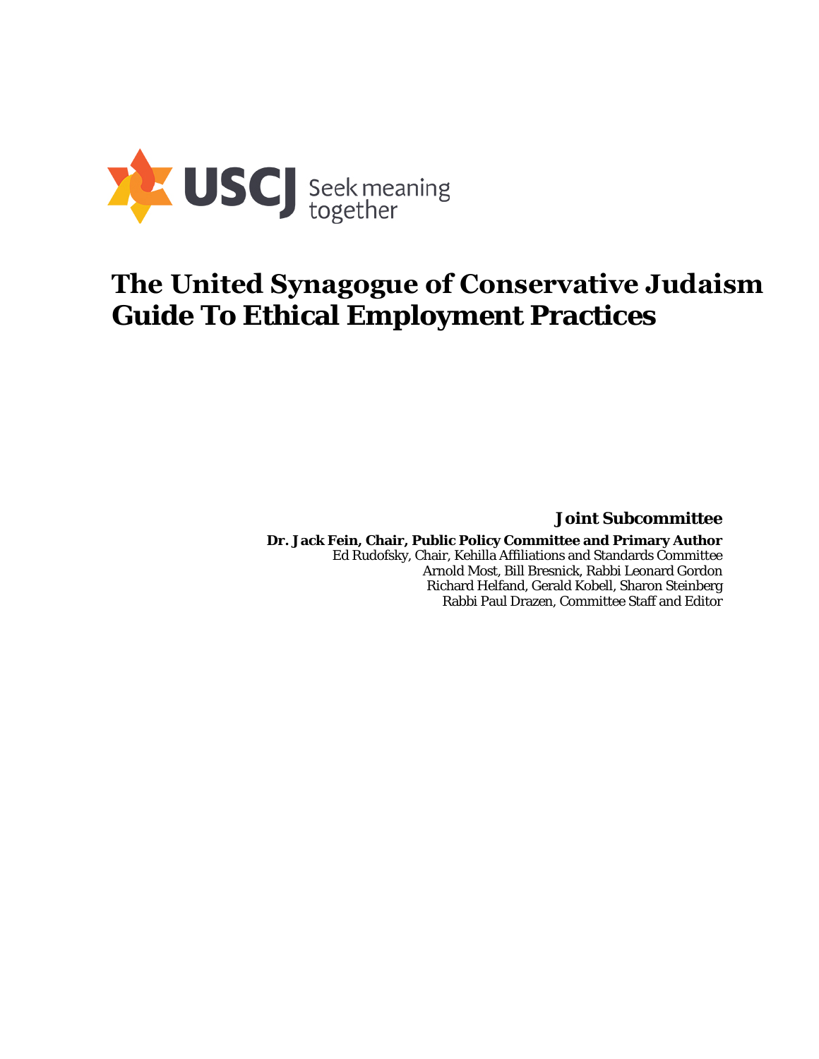USCJ Seek meaning together

# The United Synagogue of Conservative Judaism Guide To Ethical Employment Practices

**Joint Subcommittee**

**Dr. Jack Fein, Chair, Public Policy Committee and Primary Author**
Ed Rudofsky, Chair, Kehilla Affiliations and Standards Committee
Arnold Most, Bill Bresnick, Rabbi Leonard Gordon
Richard Helfand, Gerald Kobell, Sharon Steinberg
Rabbi Paul Drazen, Committee Staff and Editor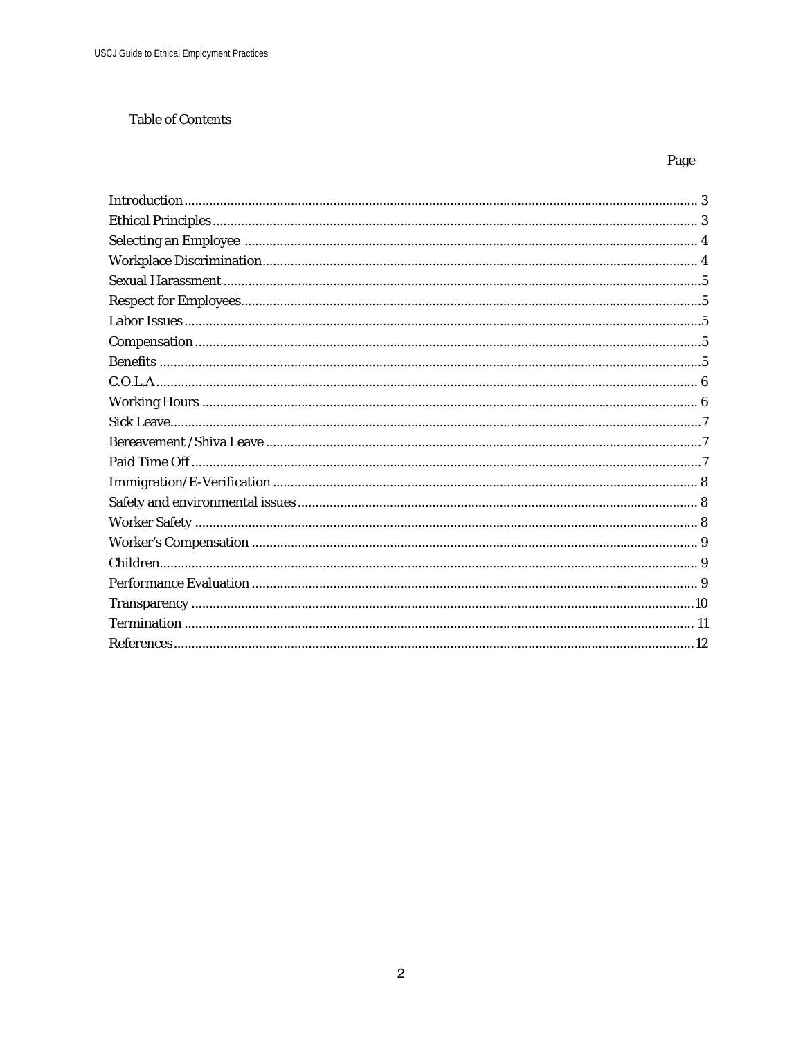Table of Contents

| | Page |
|---|---|
| Introduction | 3 |
| Ethical Principles | 3 |
| Selecting an Employee | 4 |
| Workplace Discrimination | 4 |
| Sexual Harassment | 5 |
| Respect for Employees | 5 |
| Labor Issues | 5 |
| Compensation | 5 |
| Benefits | 5 |
| C.O.L.A | 6 |
| Working Hours | 6 |
| Sick Leave | 7 |
| Bereavement /Shiva Leave | 7 |
| Paid Time Off | 7 |
| Immigration/E-Verification | 8 |
| Safety and environmental issues | 8 |
| Worker Safety | 8 |
| Worker's Compensation | 9 |
| Children | 9 |
| Performance Evaluation | 9 |
| Transparency | 10 |
| Termination | 11 |
| References | 12 |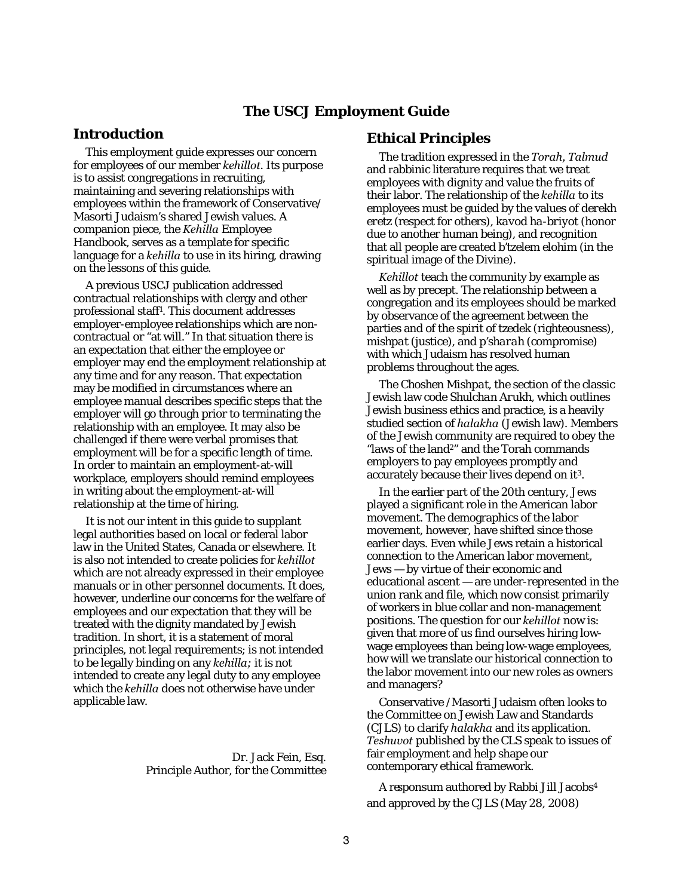# The USCJ Employment Guide

## Introduction

This employment guide expresses our concern for employees of our member *kehillot*. Its purpose is to assist congregations in recruiting, maintaining and severing relationships with employees within the framework of Conservative/ Masorti Judaism's shared Jewish values. A companion piece, the *Kehilla* Employee Handbook, serves as a template for specific language for a *kehilla* to use in its hiring, drawing on the lessons of this guide.

A previous USCJ publication addressed contractual relationships with clergy and other professional staff[1]. This document addresses employer-employee relationships which are non-contractual or "at will." In that situation there is an expectation that either the employee or employer may end the employment relationship at any time and for any reason. That expectation may be modified in circumstances where an employee manual describes specific steps that the employer will go through prior to terminating the relationship with an employee. It may also be challenged if there were verbal promises that employment will be for a specific length of time. In order to maintain an employment-at-will workplace, employers should remind employees in writing about the employment-at-will relationship at the time of hiring.

It is not our intent in this guide to supplant legal authorities based on local or federal labor law in the United States, Canada or elsewhere. It is also not intended to create policies for *kehillot* which are not already expressed in their employee manuals or in other personnel documents. It does, however, underline our concerns for the welfare of employees and our expectation that they will be treated with the dignity mandated by Jewish tradition. In short, it is a statement of moral principles, not legal requirements; is not intended to be legally binding on any *kehilla;* it is not intended to create any legal duty to any employee which the *kehilla* does not otherwise have under applicable law.

Dr. Jack Fein, Esq.
Principle Author, for the Committee

## Ethical Principles

The tradition expressed in the *Torah*, *Talmud* and rabbinic literature requires that we treat employees with dignity and value the fruits of their labor. The relationship of the *kehilla* to its employees must be guided by the values of derekh eretz (respect for others), *kavod ha-briyot* (honor due to another human being), and recognition that all people are created b'tzelem elohim (in the spiritual image of the Divine).

*Kehillot* teach the community by example as well as by precept. The relationship between a congregation and its employees should be marked by observance of the agreement between the parties and of the spirit of tzedek (righteousness), mishpat (justice), and *p'sharah* (compromise) with which Judaism has resolved human problems throughout the ages.

The Choshen Mishpat, the section of the classic Jewish law code *Shulchan Arukh*, which outlines Jewish business ethics and practice, is a heavily studied section of *halakha* (Jewish law). Members of the Jewish community are required to obey the "laws of the land[2]" and the Torah commands employers to pay employees promptly and accurately because their lives depend on it[3].

In the earlier part of the 20th century, Jews played a significant role in the American labor movement. The demographics of the labor movement, however, have shifted since those earlier days. Even while Jews retain a historical connection to the American labor movement, Jews — by virtue of their economic and educational ascent — are under-represented in the union rank and file, which now consist primarily of workers in blue collar and non-management positions. The question for our *kehillot* now is: given that more of us find ourselves hiring low-wage employees than being low-wage employees, how will we translate our historical connection to the labor movement into our new roles as owners and managers?

Conservative /Masorti Judaism often looks to the Committee on Jewish Law and Standards (CJLS) to clarify *halakha* and its application. *Teshuvot* published by the CLS speak to issues of fair employment and help shape our contemporary ethical framework.

A responsum authored by Rabbi Jill Jacobs[4] and approved by the CJLS (May 28, 2008)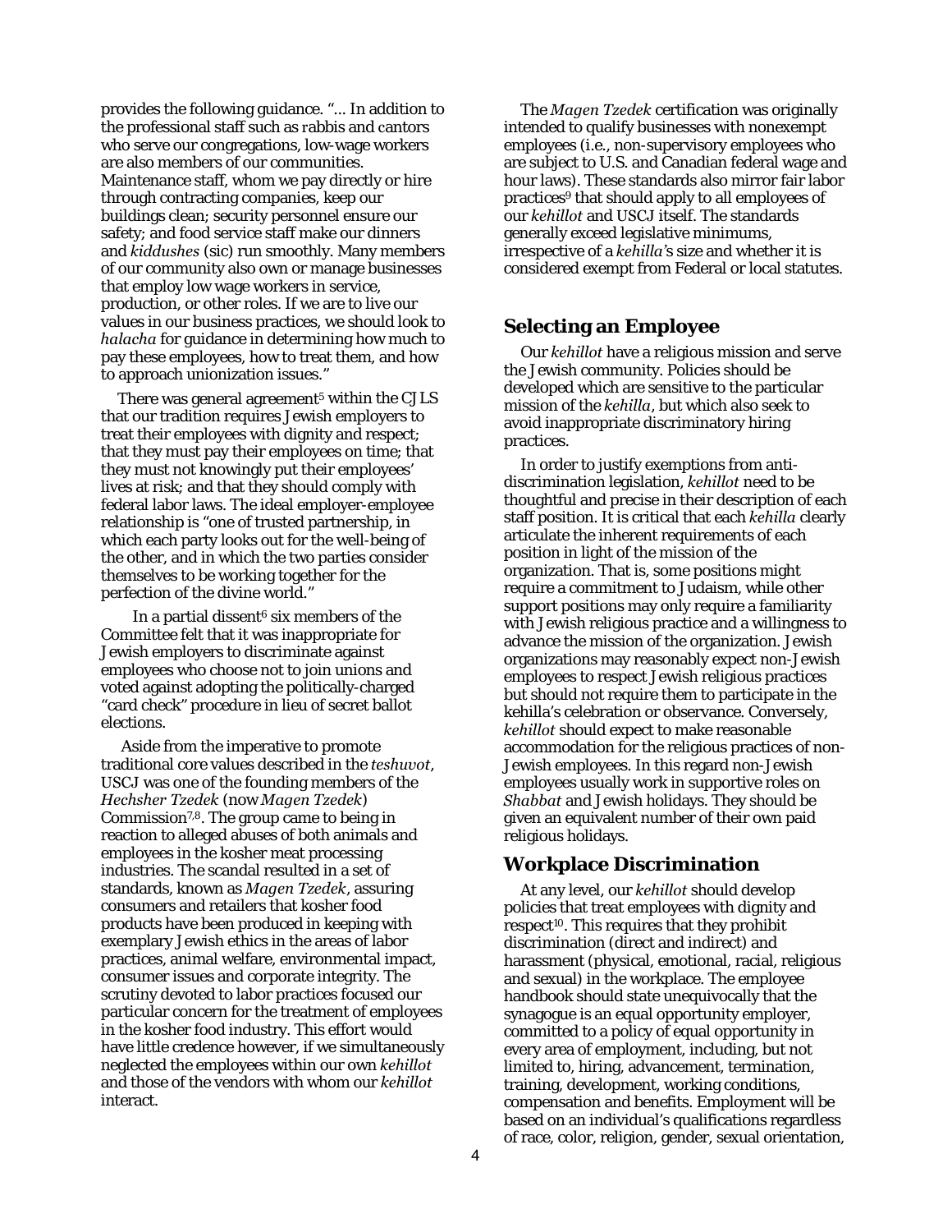provides the following guidance. "... In addition to the professional staff such as rabbis and cantors who serve our congregations, low-wage workers are also members of our communities. Maintenance staff, whom we pay directly or hire through contracting companies, keep our buildings clean; security personnel ensure our safety; and food service staff make our dinners and *kiddushes* (sic) run smoothly. Many members of our community also own or manage businesses that employ low wage workers in service, production, or other roles. If we are to live our values in our business practices, we should look to *halacha* for guidance in determining how much to pay these employees, how to treat them, and how to approach unionization issues."

There was general agreement[5] within the CJLS that our tradition requires Jewish employers to treat their employees with dignity and respect; that they must pay their employees on time; that they must not knowingly put their employees' lives at risk; and that they should comply with federal labor laws. The ideal employer-employee relationship is "one of trusted partnership, in which each party looks out for the well-being of the other, and in which the two parties consider themselves to be working together for the perfection of the divine world."

In a partial dissent[6] six members of the Committee felt that it was inappropriate for Jewish employers to discriminate against employees who choose not to join unions and voted against adopting the politically-charged "card check" procedure in lieu of secret ballot elections.

Aside from the imperative to promote traditional core values described in the *teshuvot*, USCJ was one of the founding members of the *Hechsher Tzedek* (now *Magen Tzedek*) Commission[7,8]. The group came to being in reaction to alleged abuses of both animals and employees in the kosher meat processing industries. The scandal resulted in a set of standards, known as *Magen Tzedek*, assuring consumers and retailers that kosher food products have been produced in keeping with exemplary Jewish ethics in the areas of labor practices, animal welfare, environmental impact, consumer issues and corporate integrity. The scrutiny devoted to labor practices focused our particular concern for the treatment of employees in the kosher food industry. This effort would have little credence however, if we simultaneously neglected the employees within our own *kehillot* and those of the vendors with whom our *kehillot* interact.

The *Magen Tzedek* certification was originally intended to qualify businesses with nonexempt employees (i.e., non-supervisory employees who are subject to U.S. and Canadian federal wage and hour laws). These standards also mirror fair labor practices[9] that should apply to all employees of our *kehillot* and USCJ itself. The standards generally exceed legislative minimums, irrespective of a *kehilla*'s size and whether it is considered exempt from Federal or local statutes.

## Selecting an Employee

Our *kehillot* have a religious mission and serve the Jewish community. Policies should be developed which are sensitive to the particular mission of the *kehilla*, but which also seek to avoid inappropriate discriminatory hiring practices.

In order to justify exemptions from anti-discrimination legislation, *kehillot* need to be thoughtful and precise in their description of each staff position. It is critical that each *kehilla* clearly articulate the inherent requirements of each position in light of the mission of the organization. That is, some positions might require a commitment to Judaism, while other support positions may only require a familiarity with Jewish religious practice and a willingness to advance the mission of the organization. Jewish organizations may reasonably expect non-Jewish employees to respect Jewish religious practices but should not require them to participate in the kehilla's celebration or observance. Conversely, *kehillot* should expect to make reasonable accommodation for the religious practices of non-Jewish employees. In this regard non-Jewish employees usually work in supportive roles on *Shabbat* and Jewish holidays. They should be given an equivalent number of their own paid religious holidays.

## Workplace Discrimination

At any level, our *kehillot* should develop policies that treat employees with dignity and respect[10]. This requires that they prohibit discrimination (direct and indirect) and harassment (physical, emotional, racial, religious and sexual) in the workplace. The employee handbook should state unequivocally that the synagogue is an equal opportunity employer, committed to a policy of equal opportunity in every area of employment, including, but not limited to, hiring, advancement, termination, training, development, working conditions, compensation and benefits. Employment will be based on an individual's qualifications regardless of race, color, religion, gender, sexual orientation,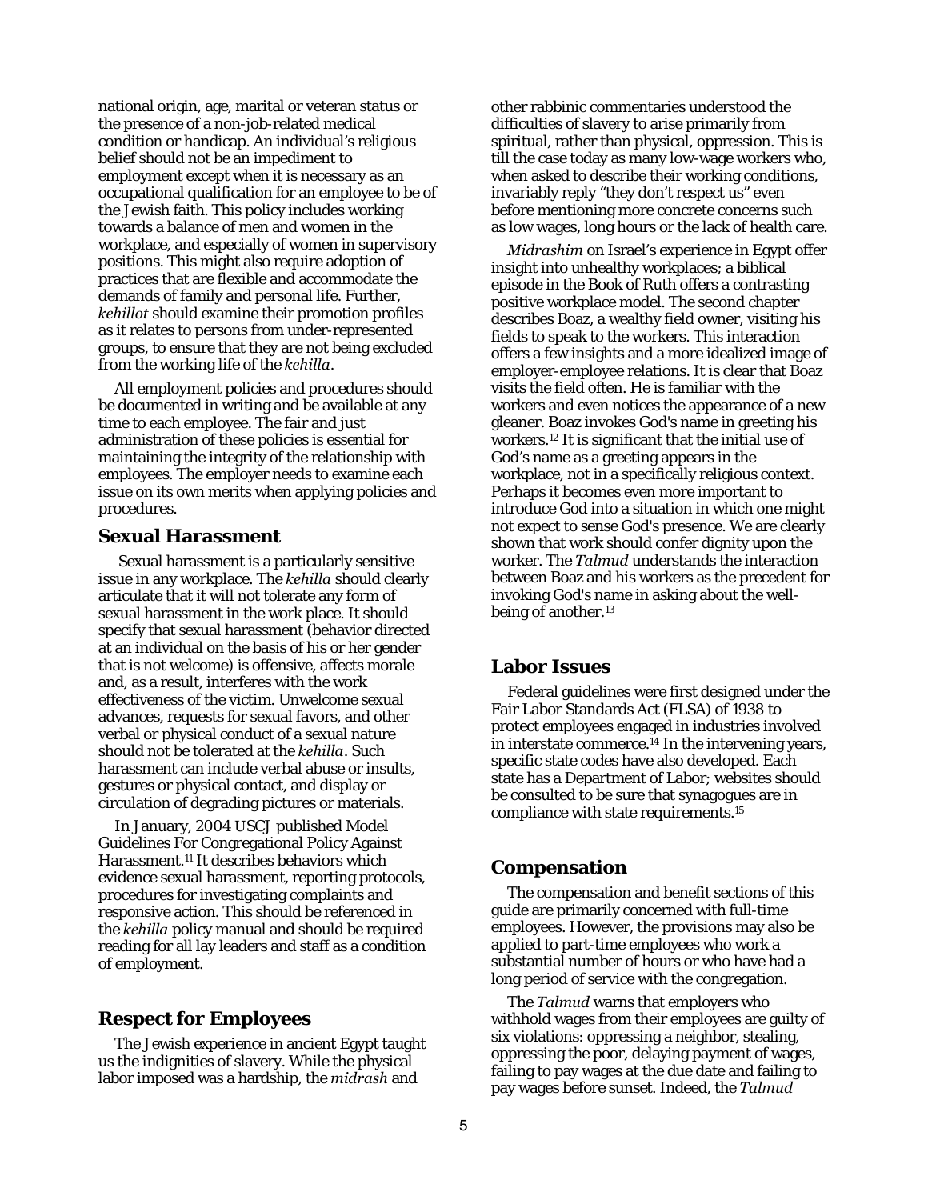national origin, age, marital or veteran status or the presence of a non-job-related medical condition or handicap. An individual's religious belief should not be an impediment to employment except when it is necessary as an occupational qualification for an employee to be of the Jewish faith. This policy includes working towards a balance of men and women in the workplace, and especially of women in supervisory positions. This might also require adoption of practices that are flexible and accommodate the demands of family and personal life. Further, *kehillot* should examine their promotion profiles as it relates to persons from under-represented groups, to ensure that they are not being excluded from the working life of the *kehilla*.

All employment policies and procedures should be documented in writing and be available at any time to each employee. The fair and just administration of these policies is essential for maintaining the integrity of the relationship with employees. The employer needs to examine each issue on its own merits when applying policies and procedures.

## Sexual Harassment

Sexual harassment is a particularly sensitive issue in any workplace. The *kehilla* should clearly articulate that it will not tolerate any form of sexual harassment in the work place. It should specify that sexual harassment (behavior directed at an individual on the basis of his or her gender that is not welcome) is offensive, affects morale and, as a result, interferes with the work effectiveness of the victim. Unwelcome sexual advances, requests for sexual favors, and other verbal or physical conduct of a sexual nature should not be tolerated at the *kehilla*. Such harassment can include verbal abuse or insults, gestures or physical contact, and display or circulation of degrading pictures or materials.

In January, 2004 USCJ published Model Guidelines For Congregational Policy Against Harassment.[11] It describes behaviors which evidence sexual harassment, reporting protocols, procedures for investigating complaints and responsive action. This should be referenced in the *kehilla* policy manual and should be required reading for all lay leaders and staff as a condition of employment.

## Respect for Employees

The Jewish experience in ancient Egypt taught us the indignities of slavery. While the physical labor imposed was a hardship, the *midrash* and other rabbinic commentaries understood the difficulties of slavery to arise primarily from spiritual, rather than physical, oppression. This is till the case today as many low-wage workers who, when asked to describe their working conditions, invariably reply "they don't respect us" even before mentioning more concrete concerns such as low wages, long hours or the lack of health care.

*Midrashim* on Israel's experience in Egypt offer insight into unhealthy workplaces; a biblical episode in the Book of Ruth offers a contrasting positive workplace model. The second chapter describes Boaz, a wealthy field owner, visiting his fields to speak to the workers. This interaction offers a few insights and a more idealized image of employer-employee relations. It is clear that Boaz visits the field often. He is familiar with the workers and even notices the appearance of a new gleaner. Boaz invokes God's name in greeting his workers.[12] It is significant that the initial use of God's name as a greeting appears in the workplace, not in a specifically religious context. Perhaps it becomes even more important to introduce God into a situation in which one might not expect to sense God's presence. We are clearly shown that work should confer dignity upon the worker. The *Talmud* understands the interaction between Boaz and his workers as the precedent for invoking God's name in asking about the well-being of another.[13]

## Labor Issues

Federal guidelines were first designed under the Fair Labor Standards Act (FLSA) of 1938 to protect employees engaged in industries involved in interstate commerce.[14] In the intervening years, specific state codes have also developed. Each state has a Department of Labor; websites should be consulted to be sure that synagogues are in compliance with state requirements.[15]

## Compensation

The compensation and benefit sections of this guide are primarily concerned with full-time employees. However, the provisions may also be applied to part-time employees who work a substantial number of hours or who have had a long period of service with the congregation.

The *Talmud* warns that employers who withhold wages from their employees are guilty of six violations: oppressing a neighbor, stealing, oppressing the poor, delaying payment of wages, failing to pay wages at the due date and failing to pay wages before sunset. Indeed, the *Talmud*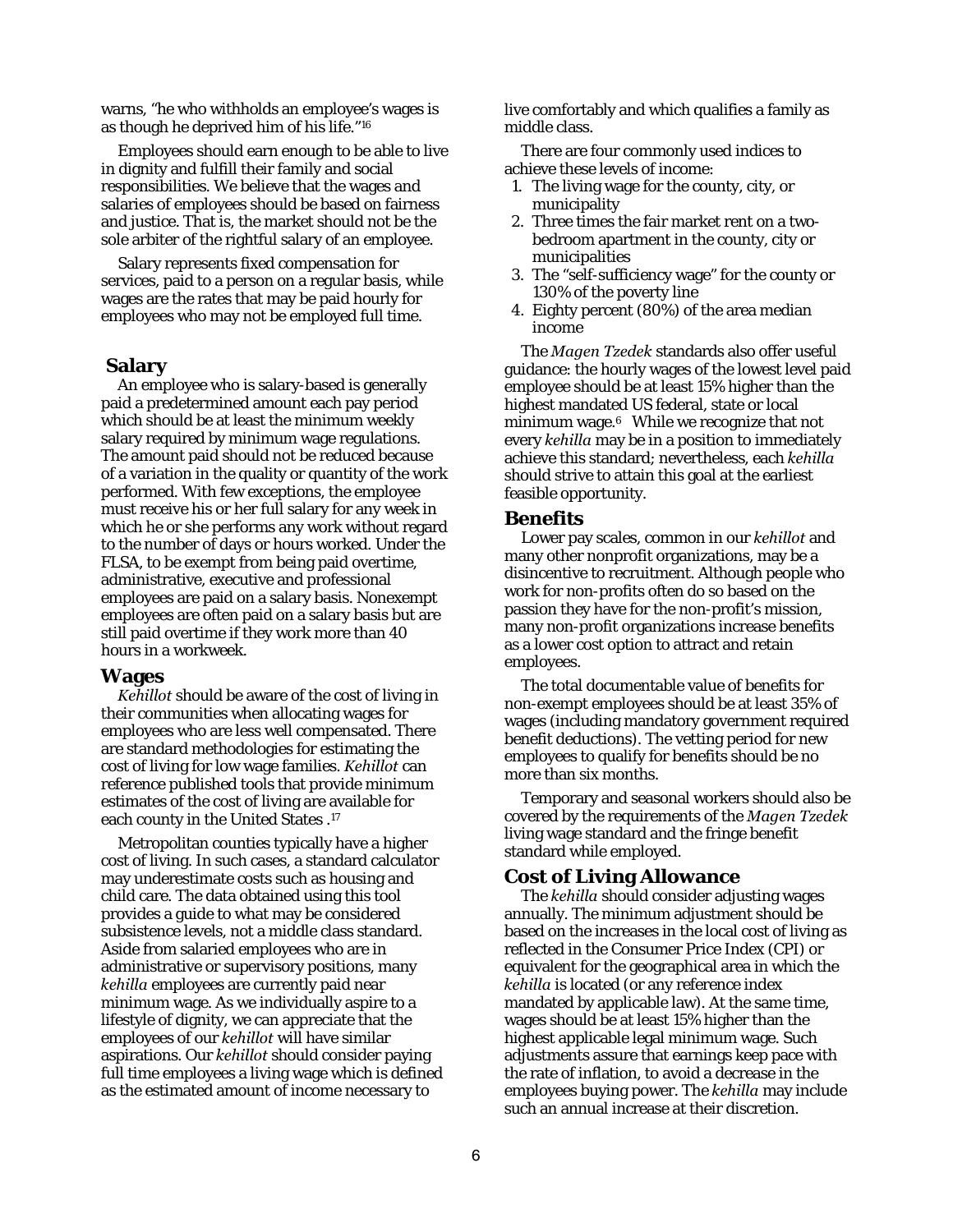warns, "he who withholds an employee's wages is as though he deprived him of his life."[16]

Employees should earn enough to be able to live in dignity and fulfill their family and social responsibilities. We believe that the wages and salaries of employees should be based on fairness and justice. That is, the market should not be the sole arbiter of the rightful salary of an employee.

Salary represents fixed compensation for services, paid to a person on a regular basis, while wages are the rates that may be paid hourly for employees who may not be employed full time.

## Salary

An employee who is salary-based is generally paid a predetermined amount each pay period which should be at least the minimum weekly salary required by minimum wage regulations. The amount paid should not be reduced because of a variation in the quality or quantity of the work performed. With few exceptions, the employee must receive his or her full salary for any week in which he or she performs any work without regard to the number of days or hours worked. Under the FLSA, to be exempt from being paid overtime, administrative, executive and professional employees are paid on a salary basis. Nonexempt employees are often paid on a salary basis but are still paid overtime if they work more than 40 hours in a workweek.

## Wages

*Kehillot* should be aware of the cost of living in their communities when allocating wages for employees who are less well compensated. There are standard methodologies for estimating the cost of living for low wage families. *Kehillot* can reference published tools that provide minimum estimates of the cost of living are available for each county in the United States .[17]

Metropolitan counties typically have a higher cost of living. In such cases, a standard calculator may underestimate costs such as housing and child care. The data obtained using this tool provides a guide to what may be considered subsistence levels, not a middle class standard. Aside from salaried employees who are in administrative or supervisory positions, many *kehilla* employees are currently paid near minimum wage. As we individually aspire to a lifestyle of dignity, we can appreciate that the employees of our *kehillot* will have similar aspirations. Our *kehillot* should consider paying full time employees a living wage which is defined as the estimated amount of income necessary to live comfortably and which qualifies a family as middle class.

There are four commonly used indices to achieve these levels of income:

1. The living wage for the county, city, or municipality
2. Three times the fair market rent on a two-bedroom apartment in the county, city or municipalities
3. The "self-sufficiency wage" for the county or 130% of the poverty line
4. Eighty percent (80%) of the area median income

The *Magen Tzedek* standards also offer useful guidance: the hourly wages of the lowest level paid employee should be at least 15% higher than the highest mandated US federal, state or local minimum wage.[6] While we recognize that not every *kehilla* may be in a position to immediately achieve this standard; nevertheless, each *kehilla* should strive to attain this goal at the earliest feasible opportunity.

## Benefits

Lower pay scales, common in our *kehillot* and many other nonprofit organizations, may be a disincentive to recruitment. Although people who work for non-profits often do so based on the passion they have for the non-profit's mission, many non-profit organizations increase benefits as a lower cost option to attract and retain employees.

The total documentable value of benefits for non-exempt employees should be at least 35% of wages (including mandatory government required benefit deductions). The vetting period for new employees to qualify for benefits should be no more than six months.

Temporary and seasonal workers should also be covered by the requirements of the *Magen Tzedek* living wage standard and the fringe benefit standard while employed.

## Cost of Living Allowance

The *kehilla* should consider adjusting wages annually. The minimum adjustment should be based on the increases in the local cost of living as reflected in the Consumer Price Index (CPI) or equivalent for the geographical area in which the *kehilla* is located (or any reference index mandated by applicable law). At the same time, wages should be at least 15% higher than the highest applicable legal minimum wage. Such adjustments assure that earnings keep pace with the rate of inflation, to avoid a decrease in the employees buying power. The *kehilla* may include such an annual increase at their discretion.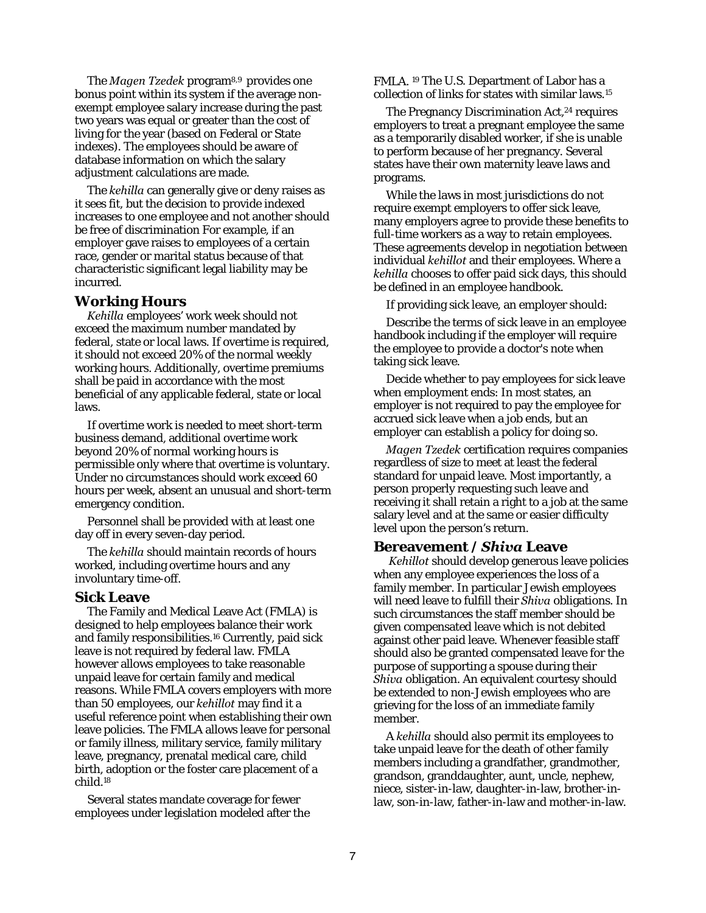The *Magen Tzedek* program[8,9] provides one bonus point within its system if the average non-exempt employee salary increase during the past two years was equal or greater than the cost of living for the year (based on Federal or State indexes). The employees should be aware of database information on which the salary adjustment calculations are made.

The *kehilla* can generally give or deny raises as it sees fit, but the decision to provide indexed increases to one employee and not another should be free of discrimination For example, if an employer gave raises to employees of a certain race, gender or marital status because of that characteristic significant legal liability may be incurred.

## Working Hours

*Kehilla* employees' work week should not exceed the maximum number mandated by federal, state or local laws. If overtime is required, it should not exceed 20% of the normal weekly working hours. Additionally, overtime premiums shall be paid in accordance with the most beneficial of any applicable federal, state or local laws.

If overtime work is needed to meet short-term business demand, additional overtime work beyond 20% of normal working hours is permissible only where that overtime is voluntary. Under no circumstances should work exceed 60 hours per week, absent an unusual and short-term emergency condition.

Personnel shall be provided with at least one day off in every seven-day period.

The *kehilla* should maintain records of hours worked, including overtime hours and any involuntary time-off.

## Sick Leave

The Family and Medical Leave Act (FMLA) is designed to help employees balance their work and family responsibilities.[16] Currently, paid sick leave is not required by federal law. FMLA however allows employees to take reasonable unpaid leave for certain family and medical reasons. While FMLA covers employers with more than 50 employees, our *kehillot* may find it a useful reference point when establishing their own leave policies. The FMLA allows leave for personal or family illness, military service, family military leave, pregnancy, prenatal medical care, child birth, adoption or the foster care placement of a child.[18]

Several states mandate coverage for fewer employees under legislation modeled after the FMLA. [19] The U.S. Department of Labor has a collection of links for states with similar laws.[15]

The Pregnancy Discrimination Act,[24] requires employers to treat a pregnant employee the same as a temporarily disabled worker, if she is unable to perform because of her pregnancy. Several states have their own maternity leave laws and programs.

While the laws in most jurisdictions do not require exempt employers to offer sick leave, many employers agree to provide these benefits to full-time workers as a way to retain employees. These agreements develop in negotiation between individual *kehillot* and their employees. Where a *kehilla* chooses to offer paid sick days, this should be defined in an employee handbook.

If providing sick leave, an employer should:

Describe the terms of sick leave in an employee handbook including if the employer will require the employee to provide a doctor's note when taking sick leave.

Decide whether to pay employees for sick leave when employment ends: In most states, an employer is not required to pay the employee for accrued sick leave when a job ends, but an employer can establish a policy for doing so.

*Magen Tzedek* certification requires companies regardless of size to meet at least the federal standard for unpaid leave. Most importantly, a person properly requesting such leave and receiving it shall retain a right to a job at the same salary level and at the same or easier difficulty level upon the person's return.

## Bereavement / *Shiva* Leave

*Kehillot* should develop generous leave policies when any employee experiences the loss of a family member. In particular Jewish employees will need leave to fulfill their *Shiva* obligations. In such circumstances the staff member should be given compensated leave which is not debited against other paid leave. Whenever feasible staff should also be granted compensated leave for the purpose of supporting a spouse during their *Shiva* obligation. An equivalent courtesy should be extended to non-Jewish employees who are grieving for the loss of an immediate family member.

A *kehilla* should also permit its employees to take unpaid leave for the death of other family members including a grandfather, grandmother, grandson, granddaughter, aunt, uncle, nephew, niece, sister-in-law, daughter-in-law, brother-in-law, son-in-law, father-in-law and mother-in-law.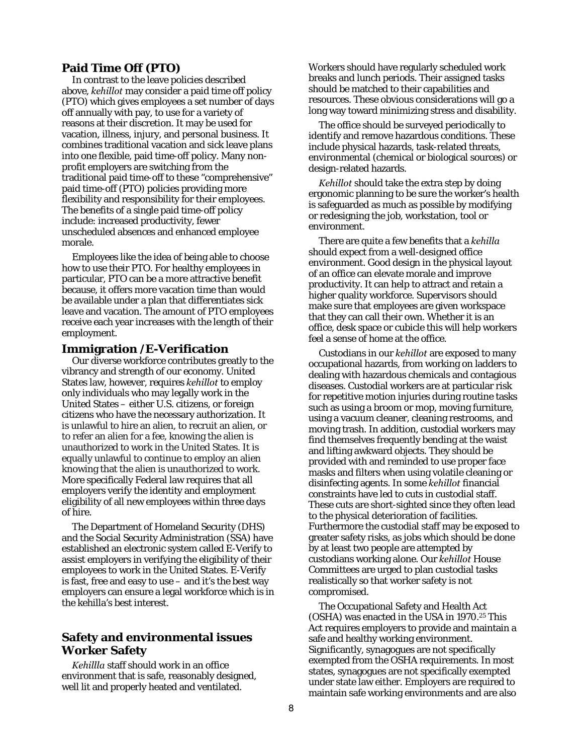## Paid Time Off (PTO)

In contrast to the leave policies described above, *kehillot* may consider a paid time off policy (PTO) which gives employees a set number of days off annually with pay, to use for a variety of reasons at their discretion. It may be used for vacation, illness, injury, and personal business. It combines traditional vacation and sick leave plans into one flexible, paid time-off policy. Many non-profit employers are switching from the traditional paid time-off to these "comprehensive" paid time-off (PTO) policies providing more flexibility and responsibility for their employees. The benefits of a single paid time-off policy include: increased productivity, fewer unscheduled absences and enhanced employee morale.

Employees like the idea of being able to choose how to use their PTO. For healthy employees in particular, PTO can be a more attractive benefit because, it offers more vacation time than would be available under a plan that differentiates sick leave and vacation. The amount of PTO employees receive each year increases with the length of their employment.

## Immigration /E-Verification

Our diverse workforce contributes greatly to the vibrancy and strength of our economy. United States law, however, requires *kehillot* to employ only individuals who may legally work in the United States – either U.S. citizens, or foreign citizens who have the necessary authorization. It is unlawful to hire an alien, to recruit an alien, or to refer an alien for a fee, knowing the alien is unauthorized to work in the United States. It is equally unlawful to continue to employ an alien knowing that the alien is unauthorized to work. More specifically Federal law requires that all employers verify the identity and employment eligibility of all new employees within three days of hire.

The Department of Homeland Security (DHS) and the Social Security Administration (SSA) have established an electronic system called E-Verify to assist employers in verifying the eligibility of their employees to work in the United States. E-Verify is fast, free and easy to use – and it's the best way employers can ensure a legal workforce which is in the kehilla's best interest.

## Safety and environmental issues Worker Safety

*Kehillla* staff should work in an office environment that is safe, reasonably designed, well lit and properly heated and ventilated. Workers should have regularly scheduled work breaks and lunch periods. Their assigned tasks should be matched to their capabilities and resources. These obvious considerations will go a long way toward minimizing stress and disability.

The office should be surveyed periodically to identify and remove hazardous conditions. These include physical hazards, task-related threats, environmental (chemical or biological sources) or design-related hazards.

*Kehillot* should take the extra step by doing ergonomic planning to be sure the worker's health is safeguarded as much as possible by modifying or redesigning the job, workstation, tool or environment.

There are quite a few benefits that a *kehilla* should expect from a well-designed office environment. Good design in the physical layout of an office can elevate morale and improve productivity. It can help to attract and retain a higher quality workforce. Supervisors should make sure that employees are given workspace that they can call their own. Whether it is an office, desk space or cubicle this will help workers feel a sense of home at the office.

Custodians in our *kehillot* are exposed to many occupational hazards, from working on ladders to dealing with hazardous chemicals and contagious diseases. Custodial workers are at particular risk for repetitive motion injuries during routine tasks such as using a broom or mop, moving furniture, using a vacuum cleaner, cleaning restrooms, and moving trash. In addition, custodial workers may find themselves frequently bending at the waist and lifting awkward objects. They should be provided with and reminded to use proper face masks and filters when using volatile cleaning or disinfecting agents. In some *kehillot* financial constraints have led to cuts in custodial staff. These cuts are short-sighted since they often lead to the physical deterioration of facilities. Furthermore the custodial staff may be exposed to greater safety risks, as jobs which should be done by at least two people are attempted by custodians working alone. Our *kehillot* House Committees are urged to plan custodial tasks realistically so that worker safety is not compromised.

The Occupational Safety and Health Act (OSHA) was enacted in the USA in 1970.[25] This Act requires employers to provide and maintain a safe and healthy working environment. Significantly, synagogues are not specifically exempted from the OSHA requirements. In most states, synagogues are not specifically exempted under state law either. Employers are required to maintain safe working environments and are also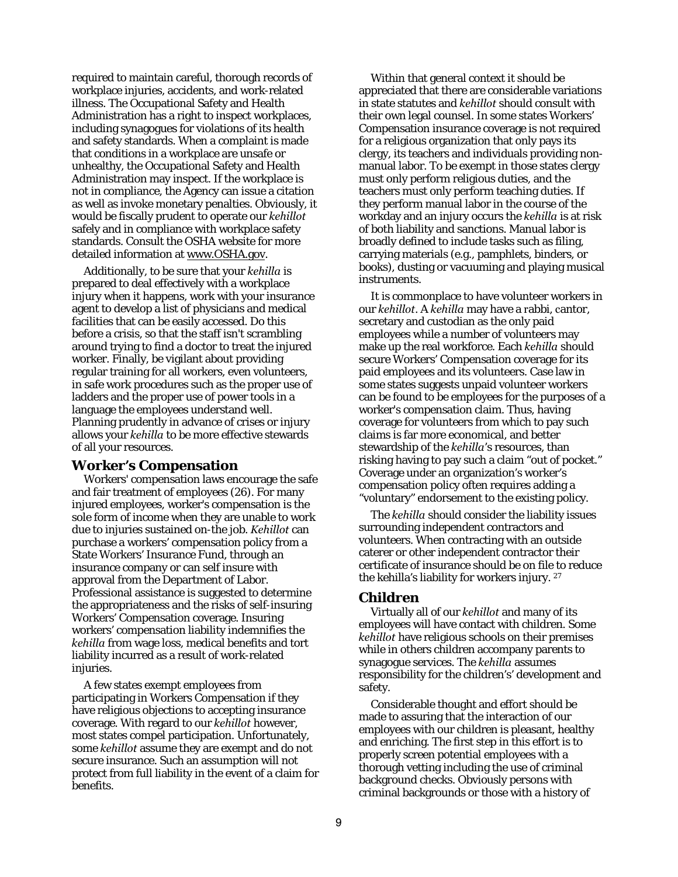required to maintain careful, thorough records of workplace injuries, accidents, and work-related illness. The Occupational Safety and Health Administration has a right to inspect workplaces, including synagogues for violations of its health and safety standards. When a complaint is made that conditions in a workplace are unsafe or unhealthy, the Occupational Safety and Health Administration may inspect. If the workplace is not in compliance, the Agency can issue a citation as well as invoke monetary penalties. Obviously, it would be fiscally prudent to operate our *kehillot* safely and in compliance with workplace safety standards. Consult the OSHA website for more detailed information at www.OSHA.gov.

Additionally, to be sure that your *kehilla* is prepared to deal effectively with a workplace injury when it happens, work with your insurance agent to develop a list of physicians and medical facilities that can be easily accessed. Do this before a crisis, so that the staff isn't scrambling around trying to find a doctor to treat the injured worker. Finally, be vigilant about providing regular training for all workers, even volunteers, in safe work procedures such as the proper use of ladders and the proper use of power tools in a language the employees understand well. Planning prudently in advance of crises or injury allows your *kehilla* to be more effective stewards of all your resources.

## Worker's Compensation

Workers' compensation laws encourage the safe and fair treatment of employees (26). For many injured employees, worker's compensation is the sole form of income when they are unable to work due to injuries sustained on-the job. *Kehillot* can purchase a workers' compensation policy from a State Workers' Insurance Fund, through an insurance company or can self insure with approval from the Department of Labor. Professional assistance is suggested to determine the appropriateness and the risks of self-insuring Workers' Compensation coverage. Insuring workers' compensation liability indemnifies the *kehilla* from wage loss, medical benefits and tort liability incurred as a result of work-related injuries.

A few states exempt employees from participating in Workers Compensation if they have religious objections to accepting insurance coverage. With regard to our *kehillot* however, most states compel participation. Unfortunately, some *kehillot* assume they are exempt and do not secure insurance. Such an assumption will not protect from full liability in the event of a claim for benefits.

Within that general context it should be appreciated that there are considerable variations in state statutes and *kehillot* should consult with their own legal counsel. In some states Workers' Compensation insurance coverage is not required for a religious organization that only pays its clergy, its teachers and individuals providing non-manual labor. To be exempt in those states clergy must only perform religious duties, and the teachers must only perform teaching duties. If they perform manual labor in the course of the workday and an injury occurs the *kehilla* is at risk of both liability and sanctions. Manual labor is broadly defined to include tasks such as filing, carrying materials (e.g., pamphlets, binders, or books), dusting or vacuuming and playing musical instruments.

It is commonplace to have volunteer workers in our *kehillot*. A *kehilla* may have a rabbi, cantor, secretary and custodian as the only paid employees while a number of volunteers may make up the real workforce. Each *kehilla* should secure Workers' Compensation coverage for its paid employees and its volunteers. Case law in some states suggests unpaid volunteer workers can be found to be employees for the purposes of a worker's compensation claim. Thus, having coverage for volunteers from which to pay such claims is far more economical, and better stewardship of the *kehilla*'s resources, than risking having to pay such a claim "out of pocket." Coverage under an organization's worker's compensation policy often requires adding a "voluntary" endorsement to the existing policy.

The *kehilla* should consider the liability issues surrounding independent contractors and volunteers. When contracting with an outside caterer or other independent contractor their certificate of insurance should be on file to reduce the kehilla's liability for workers injury. [27]

## Children

Virtually all of our *kehillot* and many of its employees will have contact with children. Some *kehillot* have religious schools on their premises while in others children accompany parents to synagogue services. The *kehilla* assumes responsibility for the children's' development and safety.

Considerable thought and effort should be made to assuring that the interaction of our employees with our children is pleasant, healthy and enriching. The first step in this effort is to properly screen potential employees with a thorough vetting including the use of criminal background checks. Obviously persons with criminal backgrounds or those with a history of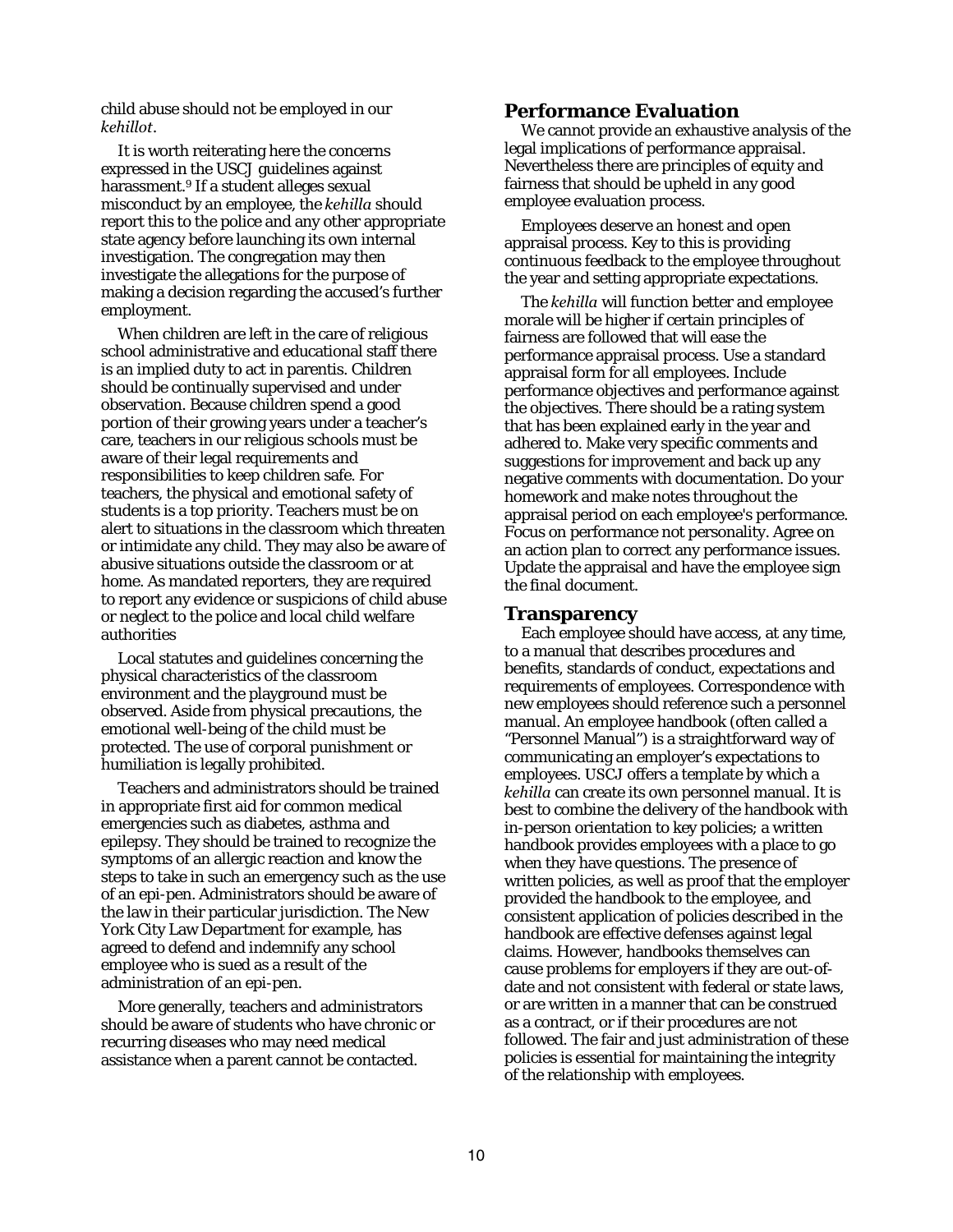child abuse should not be employed in our *kehillot*.

It is worth reiterating here the concerns expressed in the USCJ guidelines against harassment.[9] If a student alleges sexual misconduct by an employee, the *kehilla* should report this to the police and any other appropriate state agency before launching its own internal investigation. The congregation may then investigate the allegations for the purpose of making a decision regarding the accused's further employment.

When children are left in the care of religious school administrative and educational staff there is an implied duty to act in parentis. Children should be continually supervised and under observation. Because children spend a good portion of their growing years under a teacher's care, teachers in our religious schools must be aware of their legal requirements and responsibilities to keep children safe. For teachers, the physical and emotional safety of students is a top priority. Teachers must be on alert to situations in the classroom which threaten or intimidate any child. They may also be aware of abusive situations outside the classroom or at home. As mandated reporters, they are required to report any evidence or suspicions of child abuse or neglect to the police and local child welfare authorities

Local statutes and guidelines concerning the physical characteristics of the classroom environment and the playground must be observed. Aside from physical precautions, the emotional well-being of the child must be protected. The use of corporal punishment or humiliation is legally prohibited.

Teachers and administrators should be trained in appropriate first aid for common medical emergencies such as diabetes, asthma and epilepsy. They should be trained to recognize the symptoms of an allergic reaction and know the steps to take in such an emergency such as the use of an epi-pen. Administrators should be aware of the law in their particular jurisdiction. The New York City Law Department for example, has agreed to defend and indemnify any school employee who is sued as a result of the administration of an epi-pen.

More generally, teachers and administrators should be aware of students who have chronic or recurring diseases who may need medical assistance when a parent cannot be contacted.

## Performance Evaluation

We cannot provide an exhaustive analysis of the legal implications of performance appraisal. Nevertheless there are principles of equity and fairness that should be upheld in any good employee evaluation process.

Employees deserve an honest and open appraisal process. Key to this is providing continuous feedback to the employee throughout the year and setting appropriate expectations.

The *kehilla* will function better and employee morale will be higher if certain principles of fairness are followed that will ease the performance appraisal process. Use a standard appraisal form for all employees. Include performance objectives and performance against the objectives. There should be a rating system that has been explained early in the year and adhered to. Make very specific comments and suggestions for improvement and back up any negative comments with documentation. Do your homework and make notes throughout the appraisal period on each employee's performance. Focus on performance not personality. Agree on an action plan to correct any performance issues. Update the appraisal and have the employee sign the final document.

## Transparency

Each employee should have access, at any time, to a manual that describes procedures and benefits, standards of conduct, expectations and requirements of employees. Correspondence with new employees should reference such a personnel manual. An employee handbook (often called a "Personnel Manual") is a straightforward way of communicating an employer's expectations to employees. USCJ offers a template by which a *kehilla* can create its own personnel manual. It is best to combine the delivery of the handbook with in-person orientation to key policies; a written handbook provides employees with a place to go when they have questions. The presence of written policies, as well as proof that the employer provided the handbook to the employee, and consistent application of policies described in the handbook are effective defenses against legal claims. However, handbooks themselves can cause problems for employers if they are out-of-date and not consistent with federal or state laws, or are written in a manner that can be construed as a contract, or if their procedures are not followed. The fair and just administration of these policies is essential for maintaining the integrity of the relationship with employees.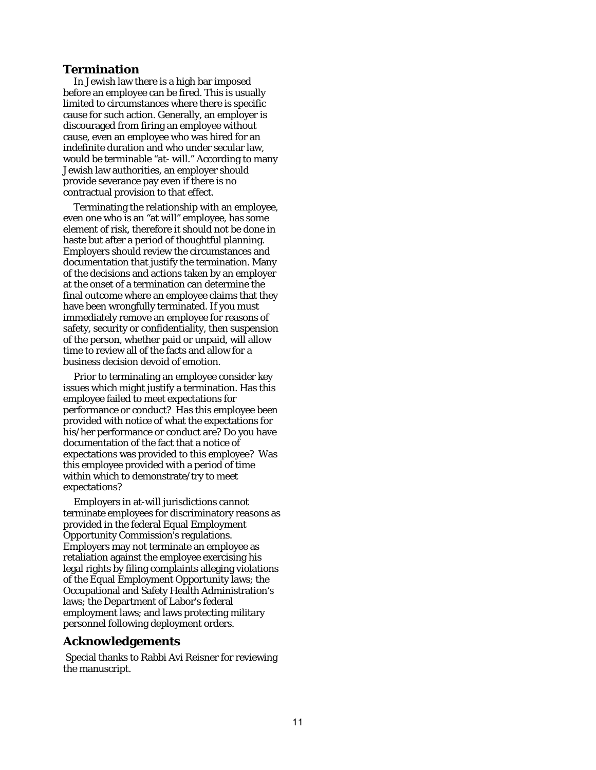## Termination

In Jewish law there is a high bar imposed before an employee can be fired. This is usually limited to circumstances where there is specific cause for such action. Generally, an employer is discouraged from firing an employee without cause, even an employee who was hired for an indefinite duration and who under secular law, would be terminable "at- will." According to many Jewish law authorities, an employer should provide severance pay even if there is no contractual provision to that effect.

Terminating the relationship with an employee, even one who is an "at will" employee, has some element of risk, therefore it should not be done in haste but after a period of thoughtful planning. Employers should review the circumstances and documentation that justify the termination. Many of the decisions and actions taken by an employer at the onset of a termination can determine the final outcome where an employee claims that they have been wrongfully terminated. If you must immediately remove an employee for reasons of safety, security or confidentiality, then suspension of the person, whether paid or unpaid, will allow time to review all of the facts and allow for a business decision devoid of emotion.

Prior to terminating an employee consider key issues which might justify a termination. Has this employee failed to meet expectations for performance or conduct? Has this employee been provided with notice of what the expectations for his/her performance or conduct are? Do you have documentation of the fact that a notice of expectations was provided to this employee? Was this employee provided with a period of time within which to demonstrate/try to meet expectations?

Employers in at-will jurisdictions cannot terminate employees for discriminatory reasons as provided in the federal Equal Employment Opportunity Commission's regulations. Employers may not terminate an employee as retaliation against the employee exercising his legal rights by filing complaints alleging violations of the Equal Employment Opportunity laws; the Occupational and Safety Health Administration's laws; the Department of Labor's federal employment laws; and laws protecting military personnel following deployment orders.

## Acknowledgements

Special thanks to Rabbi Avi Reisner for reviewing the manuscript.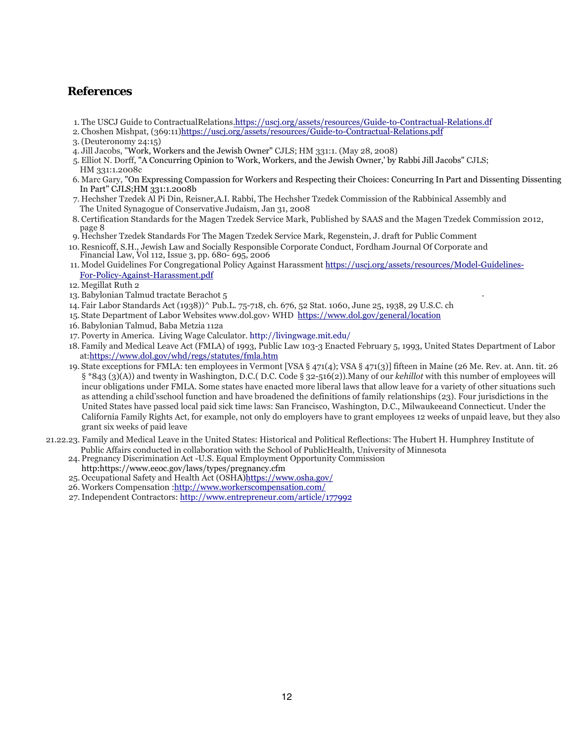## References

1. The USCJ Guide to ContractualRelations.https://uscj.org/assets/resources/Guide-to-Contractual-Relations.df
2. Choshen Mishpat, (369:11)https://uscj.org/assets/resources/Guide-to-Contractual-Relations.pdf
3. (Deuteronomy 24:15)
4. Jill Jacobs, "Work, Workers and the Jewish Owner" CJLS; HM 331:1. (May 28, 2008)
5. Elliot N. Dorff, "A Concurring Opinion to 'Work, Workers, and the Jewish Owner,' by Rabbi Jill Jacobs" CJLS; HM 331:1.2008c
6. Marc Gary, "On Expressing Compassion for Workers and Respecting their Choices: Concurring In Part and Dissenting Dissenting In Part" CJLS;HM 331:1.2008b
7. Hechsher Tzedek Al Pi Din, Reisner,A.I. Rabbi, The Hechsher Tzedek Commission of the Rabbinical Assembly and The United Synagogue of Conservative Judaism, Jan 31, 2008
8. Certification Standards for the Magen Tzedek Service Mark, Published by SAAS and the Magen Tzedek Commission 2012, page 8
9. Hechsher Tzedek Standards For The Magen Tzedek Service Mark, Regenstein, J. draft for Public Comment
10. Resnicoff, S.H., Jewish Law and Socially Responsible Corporate Conduct, Fordham Journal Of Corporate and Financial Law, Vol 112, Issue 3, pp. 680- 695, 2006
11. Model Guidelines For Congregational Policy Against Harassment https://uscj.org/assets/resources/Model-Guidelines-For-Policy-Against-Harassment.pdf
12. Megillat Ruth 2
13. Babylonian Talmud tractate Berachot 5
14. Fair Labor Standards Act (1938))^ Pub.L. 75-718, ch. 676, 52 Stat. 1060, June 25, 1938, 29 U.S.C. ch
15. State Department of Labor Websites www.dol.gov› WHD https://www.dol.gov/general/location
16. Babylonian Talmud, Baba Metzia 112a
17. Poverty in America. Living Wage Calculator. http://livingwage.mit.edu/
18. Family and Medical Leave Act (FMLA) of 1993, Public Law 103-3 Enacted February 5, 1993, United States Department of Labor at:https://www.dol.gov/whd/regs/statutes/fmla.htm
19. State exceptions for FMLA: ten employees in Vermont [VSA § 471(4); VSA § 471(3)] fifteen in Maine (26 Me. Rev. at. Ann. tit. 26 § *843 (3)(A)) and twenty in Washington, D.C.( D.C. Code § 32-516(2)).Many of our *kehillot* with this number of employees will incur obligations under FMLA. Some states have enacted more liberal laws that allow leave for a variety of other situations such as attending a child'sschool function and have broadened the definitions of family relationships (23). Four jurisdictions in the United States have passed local paid sick time laws: San Francisco, Washington, D.C., Milwaukeeand Connecticut. Under the California Family Rights Act, for example, not only do employers have to grant employees 12 weeks of unpaid leave, but they also grant six weeks of paid leave

21.22.23. Family and Medical Leave in the United States: Historical and Political Reflections: The Hubert H. Humphrey Institute of Public Affairs conducted in collaboration with the School of PublicHealth, University of Minnesota

24. Pregnancy Discrimination Act -U.S. Equal Employment Opportunity Commission http:https://www.eeoc.gov/laws/types/pregnancy.cfm
25. Occupational Safety and Health Act (OSHA)https://www.osha.gov/
26. Workers Compensation :http://www.workerscompensation.com/
27. Independent Contractors: http://www.entrepreneur.com/article/177992